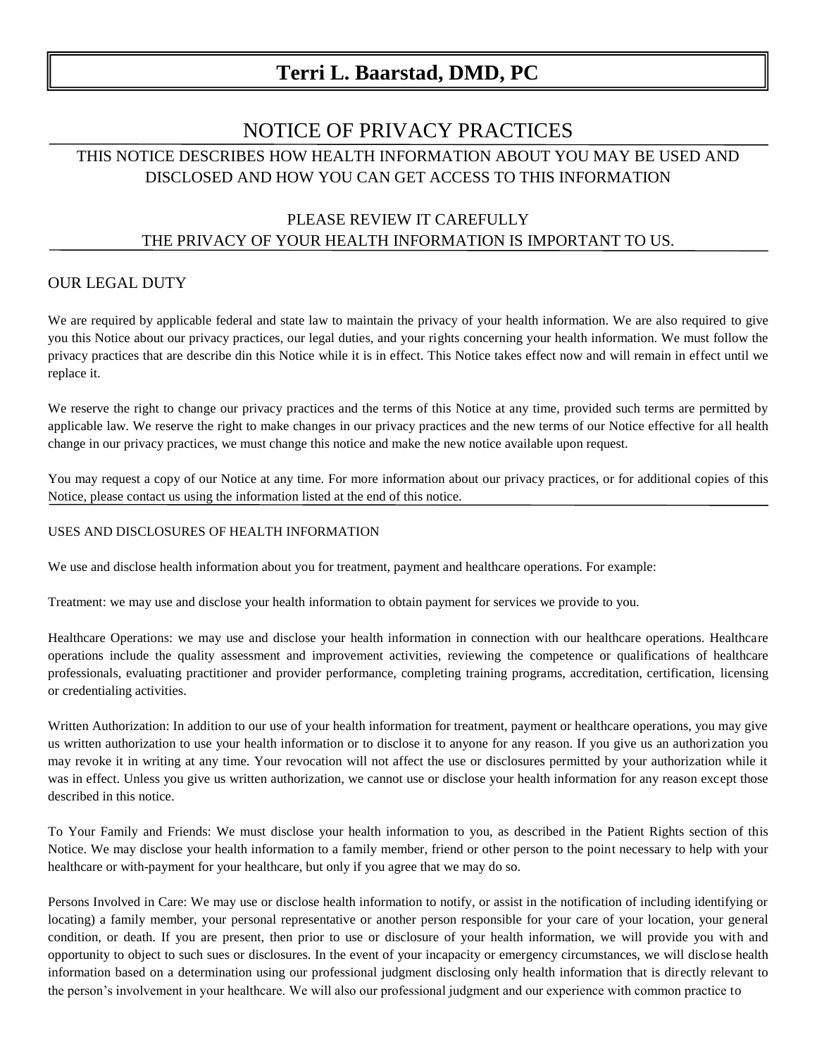# Terri L. Baarstad, DMD, PC

## NOTICE OF PRIVACY PRACTICES

THIS NOTICE DESCRIBES HOW HEALTH INFORMATION ABOUT YOU MAY BE USED AND DISCLOSED AND HOW YOU CAN GET ACCESS TO THIS INFORMATION

PLEASE REVIEW IT CAREFULLY
THE PRIVACY OF YOUR HEALTH INFORMATION IS IMPORTANT TO US.

## OUR LEGAL DUTY

We are required by applicable federal and state law to maintain the privacy of your health information. We are also required to give you this Notice about our privacy practices, our legal duties, and your rights concerning your health information. We must follow the privacy practices that are describe din this Notice while it is in effect. This Notice takes effect now and will remain in effect until we replace it.

We reserve the right to change our privacy practices and the terms of this Notice at any time, provided such terms are permitted by applicable law. We reserve the right to make changes in our privacy practices and the new terms of our Notice effective for all health change in our privacy practices, we must change this notice and make the new notice available upon request.

You may request a copy of our Notice at any time. For more information about our privacy practices, or for additional copies of this Notice, please contact us using the information listed at the end of this notice.

### USES AND DISCLOSURES OF HEALTH INFORMATION

We use and disclose health information about you for treatment, payment and healthcare operations. For example:

Treatment: we may use and disclose your health information to obtain payment for services we provide to you.

Healthcare Operations: we may use and disclose your health information in connection with our healthcare operations. Healthcare operations include the quality assessment and improvement activities, reviewing the competence or qualifications of healthcare professionals, evaluating practitioner and provider performance, completing training programs, accreditation, certification, licensing or credentialing activities.

Written Authorization: In addition to our use of your health information for treatment, payment or healthcare operations, you may give us written authorization to use your health information or to disclose it to anyone for any reason. If you give us an authorization you may revoke it in writing at any time. Your revocation will not affect the use or disclosures permitted by your authorization while it was in effect. Unless you give us written authorization, we cannot use or disclose your health information for any reason except those described in this notice.

To Your Family and Friends: We must disclose your health information to you, as described in the Patient Rights section of this Notice. We may disclose your health information to a family member, friend or other person to the point necessary to help with your healthcare or with-payment for your healthcare, but only if you agree that we may do so.

Persons Involved in Care: We may use or disclose health information to notify, or assist in the notification of including identifying or locating) a family member, your personal representative or another person responsible for your care of your location, your general condition, or death. If you are present, then prior to use or disclosure of your health information, we will provide you with and opportunity to object to such sues or disclosures. In the event of your incapacity or emergency circumstances, we will disclose health information based on a determination using our professional judgment disclosing only health information that is directly relevant to the person's involvement in your healthcare. We will also our professional judgment and our experience with common practice to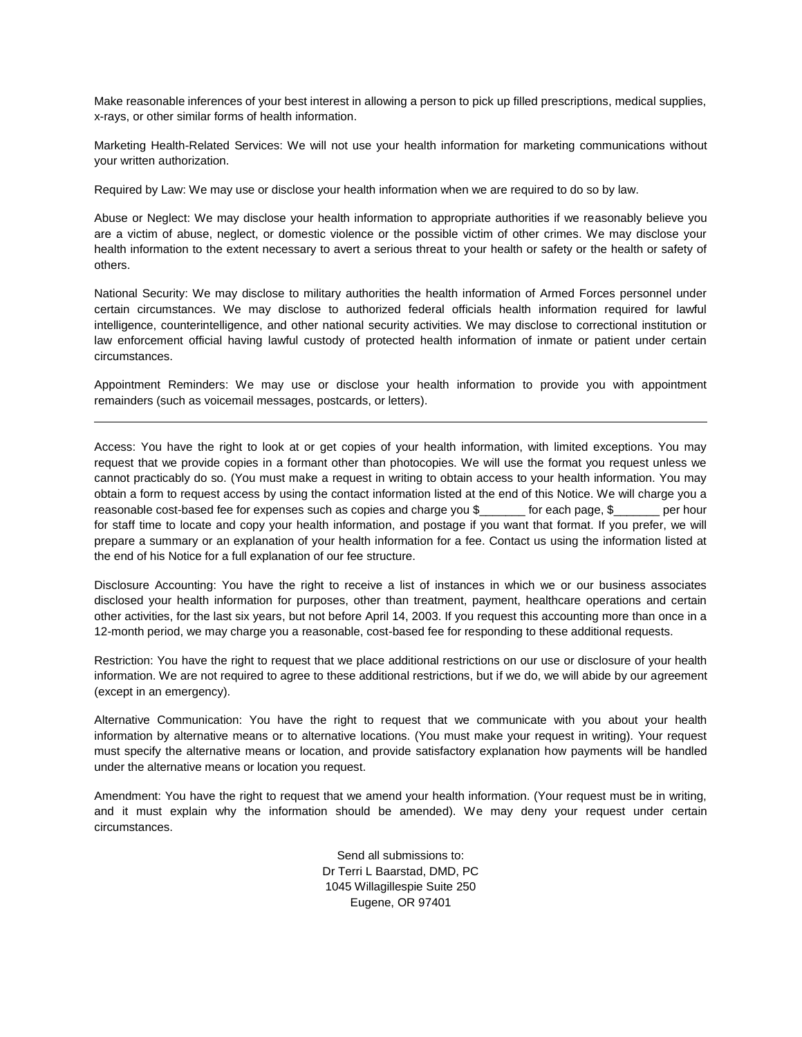Make reasonable inferences of your best interest in allowing a person to pick up filled prescriptions, medical supplies, x-rays, or other similar forms of health information.

Marketing Health-Related Services: We will not use your health information for marketing communications without your written authorization.

Required by Law: We may use or disclose your health information when we are required to do so by law.

Abuse or Neglect: We may disclose your health information to appropriate authorities if we reasonably believe you are a victim of abuse, neglect, or domestic violence or the possible victim of other crimes. We may disclose your health information to the extent necessary to avert a serious threat to your health or safety or the health or safety of others.

National Security: We may disclose to military authorities the health information of Armed Forces personnel under certain circumstances. We may disclose to authorized federal officials health information required for lawful intelligence, counterintelligence, and other national security activities. We may disclose to correctional institution or law enforcement official having lawful custody of protected health information of inmate or patient under certain circumstances.

Appointment Reminders: We may use or disclose your health information to provide you with appointment remainders (such as voicemail messages, postcards, or letters).

---

Access: You have the right to look at or get copies of your health information, with limited exceptions. You may request that we provide copies in a formant other than photocopies. We will use the format you request unless we cannot practicably do so. (You must make a request in writing to obtain access to your health information. You may obtain a form to request access by using the contact information listed at the end of this Notice. We will charge you a reasonable cost-based fee for expenses such as copies and charge you $_______ for each page, $_______ per hour for staff time to locate and copy your health information, and postage if you want that format. If you prefer, we will prepare a summary or an explanation of your health information for a fee. Contact us using the information listed at the end of his Notice for a full explanation of our fee structure.

Disclosure Accounting: You have the right to receive a list of instances in which we or our business associates disclosed your health information for purposes, other than treatment, payment, healthcare operations and certain other activities, for the last six years, but not before April 14, 2003. If you request this accounting more than once in a 12-month period, we may charge you a reasonable, cost-based fee for responding to these additional requests.

Restriction: You have the right to request that we place additional restrictions on our use or disclosure of your health information. We are not required to agree to these additional restrictions, but if we do, we will abide by our agreement (except in an emergency).

Alternative Communication: You have the right to request that we communicate with you about your health information by alternative means or to alternative locations. (You must make your request in writing). Your request must specify the alternative means or location, and provide satisfactory explanation how payments will be handled under the alternative means or location you request.

Amendment: You have the right to request that we amend your health information. (Your request must be in writing, and it must explain why the information should be amended). We may deny your request under certain circumstances.

Send all submissions to:
Dr Terri L Baarstad, DMD, PC
1045 Willagillespie Suite 250
Eugene, OR 97401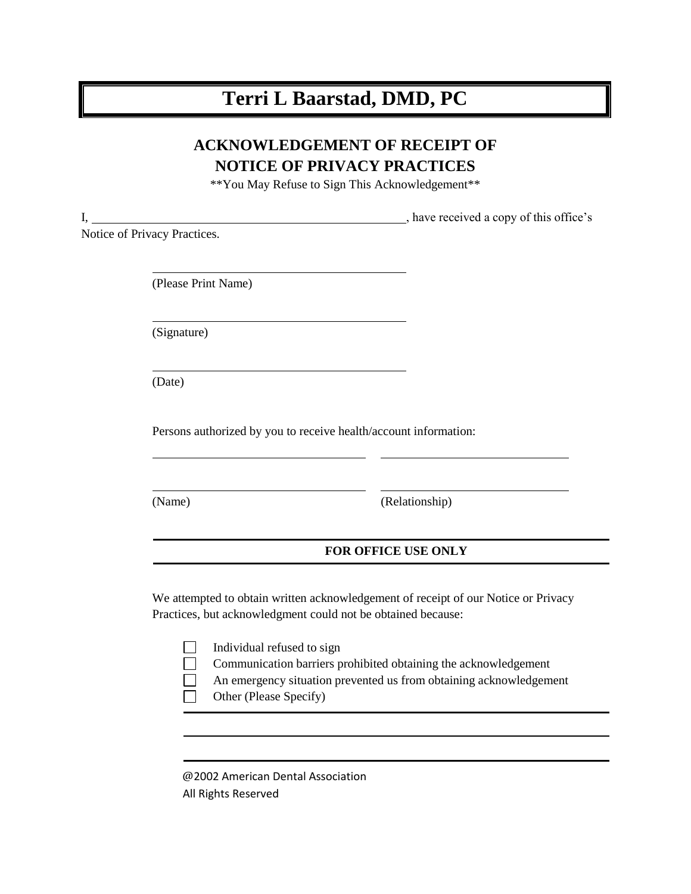# Terri L Baarstad, DMD, PC

## ACKNOWLEDGEMENT OF RECEIPT OF NOTICE OF PRIVACY PRACTICES

**You May Refuse to Sign This Acknowledgement**

I, \_\_\_\_\_\_\_\_\_\_\_\_\_\_\_\_\_\_\_\_\_\_\_\_\_\_\_\_\_\_\_\_\_\_\_\_\_\_\_\_\_\_\_\_, have received a copy of this office's Notice of Privacy Practices.

\_\_\_\_\_\_\_\_\_\_\_\_\_\_\_\_\_\_\_\_\_\_\_\_\_\_\_\_\_\_\_\_\_\_\_\_\_\_
(Please Print Name)

\_\_\_\_\_\_\_\_\_\_\_\_\_\_\_\_\_\_\_\_\_\_\_\_\_\_\_\_\_\_\_\_\_\_\_\_\_\_
(Signature)

\_\_\_\_\_\_\_\_\_\_\_\_\_\_\_\_\_\_\_\_\_\_\_\_\_\_\_\_\_\_\_\_\_\_\_\_\_\_
(Date)

Persons authorized by you to receive health/account information:

| (Name) | (Relationship) |
| --- | --- |
| | |
| | |

**FOR OFFICE USE ONLY**

We attempted to obtain written acknowledgement of receipt of our Notice or Privacy Practices, but acknowledgment could not be obtained because:

- ☐ Individual refused to sign
- ☐ Communication barriers prohibited obtaining the acknowledgement
- ☐ An emergency situation prevented us from obtaining acknowledgement
- ☐ Other (Please Specify)

\_\_\_\_\_\_\_\_\_\_\_\_\_\_\_\_\_\_\_\_\_\_\_\_\_\_\_\_\_\_\_\_\_\_\_\_\_\_\_\_\_\_\_\_\_\_\_\_\_\_\_\_\_\_\_\_\_\_\_\_

\_\_\_\_\_\_\_\_\_\_\_\_\_\_\_\_\_\_\_\_\_\_\_\_\_\_\_\_\_\_\_\_\_\_\_\_\_\_\_\_\_\_\_\_\_\_\_\_\_\_\_\_\_\_\_\_\_\_\_\_

@2002 American Dental Association
All Rights Reserved